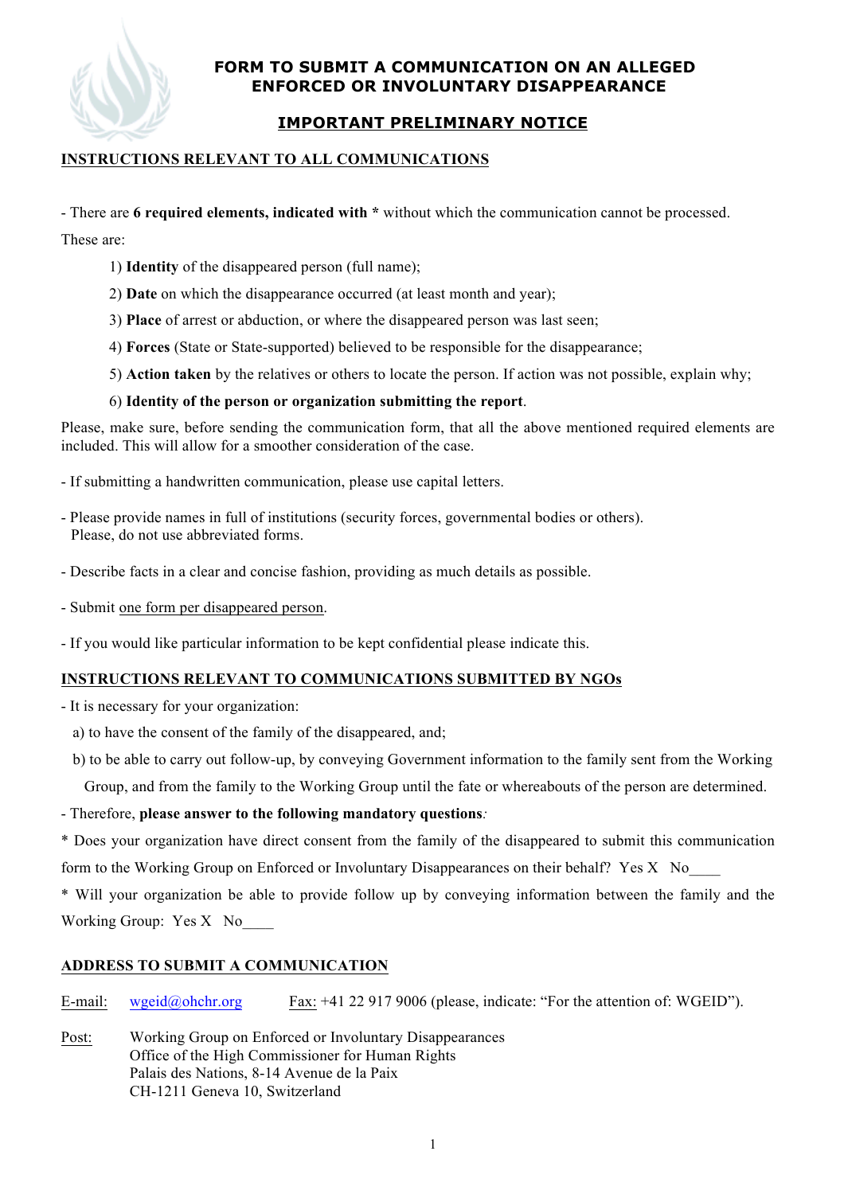# FORM TO SUBMIT A COMMUNICATION ON AN ALLEGED ENFORCED OR INVOLUNTARY DISAPPEARANCE

## IMPORTANT PRELIMINARY NOTICE

### INSTRUCTIONS RELEVANT TO ALL COMMUNICATIONS

- There are **6 required elements, indicated with *** without which the communication cannot be processed.

These are:

1) **Identity** of the disappeared person (full name);
2) **Date** on which the disappearance occurred (at least month and year);
3) **Place** of arrest or abduction, or where the disappeared person was last seen;
4) **Forces** (State or State-supported) believed to be responsible for the disappearance;
5) **Action taken** by the relatives or others to locate the person. If action was not possible, explain why;
6) **Identity of the person or organization submitting the report**.

Please, make sure, before sending the communication form, that all the above mentioned required elements are included. This will allow for a smoother consideration of the case.

- If submitting a handwritten communication, please use capital letters.

- Please provide names in full of institutions (security forces, governmental bodies or others). Please, do not use abbreviated forms.

- Describe facts in a clear and concise fashion, providing as much details as possible.

- Submit one form per disappeared person.

- If you would like particular information to be kept confidential please indicate this.

### INSTRUCTIONS RELEVANT TO COMMUNICATIONS SUBMITTED BY NGOs

- It is necessary for your organization:

a) to have the consent of the family of the disappeared, and;

b) to be able to carry out follow-up, by conveying Government information to the family sent from the Working Group, and from the family to the Working Group until the fate or whereabouts of the person are determined.

- Therefore, **please answer to the following mandatory questions**:

* Does your organization have direct consent from the family of the disappeared to submit this communication form to the Working Group on Enforced or Involuntary Disappearances on their behalf? Yes X No____

* Will your organization be able to provide follow up by conveying information between the family and the Working Group: Yes X No____

### ADDRESS TO SUBMIT A COMMUNICATION

E-mail: wgeid@ohchr.org    Fax: +41 22 917 9006 (please, indicate: "For the attention of: WGEID").

Post: Working Group on Enforced or Involuntary Disappearances
Office of the High Commissioner for Human Rights
Palais des Nations, 8-14 Avenue de la Paix
CH-1211 Geneva 10, Switzerland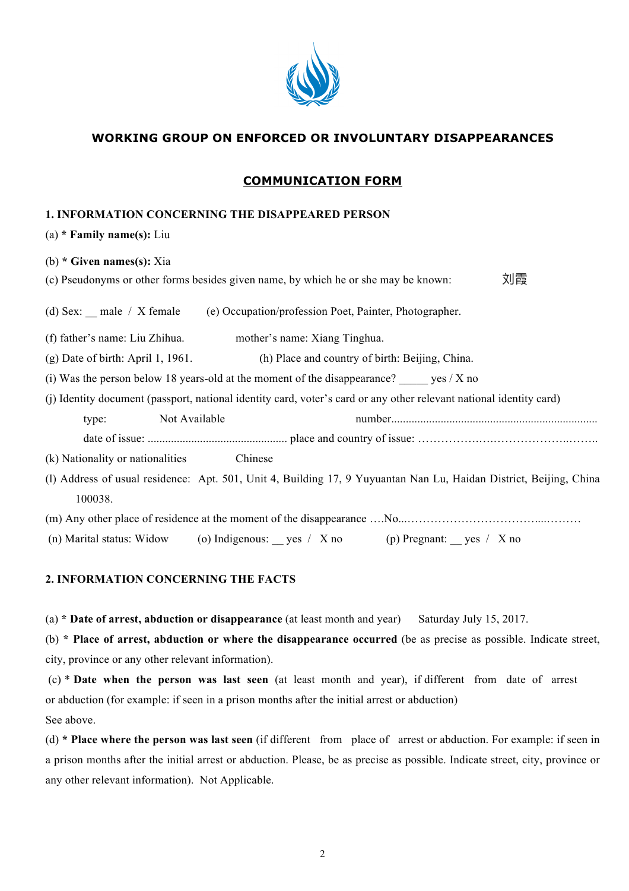## WORKING GROUP ON ENFORCED OR INVOLUNTARY DISAPPEARANCES

### COMMUNICATION FORM

**1. INFORMATION CONCERNING THE DISAPPEARED PERSON**

(a) * **Family name(s):** Liu

(b) * **Given names(s):** Xia

(c) Pseudonyms or other forms besides given name, by which he or she may be known: 刘霞

(d) Sex: __ male / X female (e) Occupation/profession Poet, Painter, Photographer.

(f) father's name: Liu Zhihua. mother's name: Xiang Tinghua.

(g) Date of birth: April 1, 1961. (h) Place and country of birth: Beijing, China.

(i) Was the person below 18 years-old at the moment of the disappearance? _____ yes / X no

(j) Identity document (passport, national identity card, voter's card or any other relevant national identity card)

type: Not Available number.......................................................................

date of issue: ................................................ place and country of issue: ………………….………………..……..

(k) Nationality or nationalities Chinese

(l) Address of usual residence: Apt. 501, Unit 4, Building 17, 9 Yuyuantan Nan Lu, Haidan District, Beijing, China 100038.

(m) Any other place of residence at the moment of the disappearance ….No...……………………………....………

(n) Marital status: Widow (o) Indigenous: __ yes / X no (p) Pregnant: __ yes / X no

**2. INFORMATION CONCERNING THE FACTS**

(a) * **Date of arrest, abduction or disappearance** (at least month and year) Saturday July 15, 2017.

(b) * **Place of arrest, abduction or where the disappearance occurred** (be as precise as possible. Indicate street, city, province or any other relevant information).

(c) * **Date when the person was last seen** (at least month and year), if different from date of arrest or abduction (for example: if seen in a prison months after the initial arrest or abduction)

See above.

(d) * **Place where the person was last seen** (if different from place of arrest or abduction. For example: if seen in a prison months after the initial arrest or abduction. Please, be as precise as possible. Indicate street, city, province or any other relevant information). Not Applicable.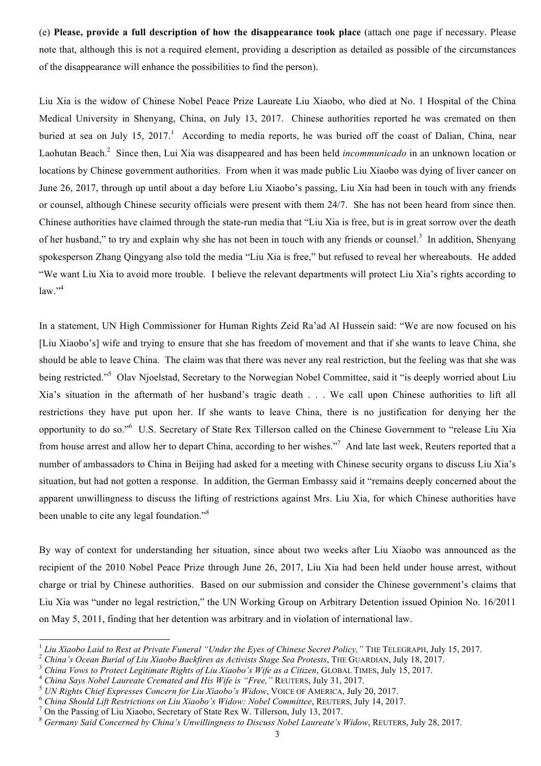(e) **Please, provide a full description of how the disappearance took place** (attach one page if necessary. Please note that, although this is not a required element, providing a description as detailed as possible of the circumstances of the disappearance will enhance the possibilities to find the person).

Liu Xia is the widow of Chinese Nobel Peace Prize Laureate Liu Xiaobo, who died at No. 1 Hospital of the China Medical University in Shenyang, China, on July 13, 2017. Chinese authorities reported he was cremated on then buried at sea on July 15, 2017.[1] According to media reports, he was buried off the coast of Dalian, China, near Laohutan Beach.[2] Since then, Lui Xia was disappeared and has been held *incommunicado* in an unknown location or locations by Chinese government authorities. From when it was made public Liu Xiaobo was dying of liver cancer on June 26, 2017, through up until about a day before Liu Xiaobo's passing, Liu Xia had been in touch with any friends or counsel, although Chinese security officials were present with them 24/7. She has not been heard from since then. Chinese authorities have claimed through the state-run media that "Liu Xia is free, but is in great sorrow over the death of her husband," to try and explain why she has not been in touch with any friends or counsel.[3] In addition, Shenyang spokesperson Zhang Qingyang also told the media "Liu Xia is free," but refused to reveal her whereabouts. He added "We want Liu Xia to avoid more trouble. I believe the relevant departments will protect Liu Xia's rights according to law."[4]

In a statement, UN High Commissioner for Human Rights Zeid Ra'ad Al Hussein said: "We are now focused on his [Liu Xiaobo's] wife and trying to ensure that she has freedom of movement and that if she wants to leave China, she should be able to leave China. The claim was that there was never any real restriction, but the feeling was that she was being restricted."[5] Olav Njoelstad, Secretary to the Norwegian Nobel Committee, said it "is deeply worried about Liu Xia's situation in the aftermath of her husband's tragic death . . . We call upon Chinese authorities to lift all restrictions they have put upon her. If she wants to leave China, there is no justification for denying her the opportunity to do so."[6] U.S. Secretary of State Rex Tillerson called on the Chinese Government to "release Liu Xia from house arrest and allow her to depart China, according to her wishes."[7] And late last week, Reuters reported that a number of ambassadors to China in Beijing had asked for a meeting with Chinese security organs to discuss Liu Xia's situation, but had not gotten a response. In addition, the German Embassy said it "remains deeply concerned about the apparent unwillingness to discuss the lifting of restrictions against Mrs. Liu Xia, for which Chinese authorities have been unable to cite any legal foundation."[8]

By way of context for understanding her situation, since about two weeks after Liu Xiaobo was announced as the recipient of the 2010 Nobel Peace Prize through June 26, 2017, Liu Xia had been held under house arrest, without charge or trial by Chinese authorities. Based on our submission and consider the Chinese government's claims that Liu Xia was "under no legal restriction," the UN Working Group on Arbitrary Detention issued Opinion No. 16/2011 on May 5, 2011, finding that her detention was arbitrary and in violation of international law.

---

[1] *Liu Xiaobo Laid to Rest at Private Funeral "Under the Eyes of Chinese Secret Policy,"* THE TELEGRAPH, July 15, 2017.
[2] *China's Ocean Burial of Liu Xiaobo Backfires as Activists Stage Sea Protests*, THE GUARDIAN, July 18, 2017.
[3] *China Vows to Protect Legitimate Rights of Liu Xiaobo's Wife as a Citizen*, GLOBAL TIMES, July 15, 2017.
[4] *China Says Nobel Laureate Cremated and His Wife is "Free,"* REUTERS, July 31, 2017.
[5] *UN Rights Chief Expresses Concern for Liu Xiaobo's Widow*, VOICE OF AMERICA, July 20, 2017.
[6] *China Should Lift Restrictions on Liu Xiaobo's Widow: Nobel Committee*, REUTERS, July 14, 2017.
[7] On the Passing of Liu Xiaobo, Secretary of State Rex W. Tillerson, July 13, 2017.
[8] *Germany Said Concerned by China's Unwillingness to Discuss Nobel Laureate's Widow*, REUTERS, July 28, 2017.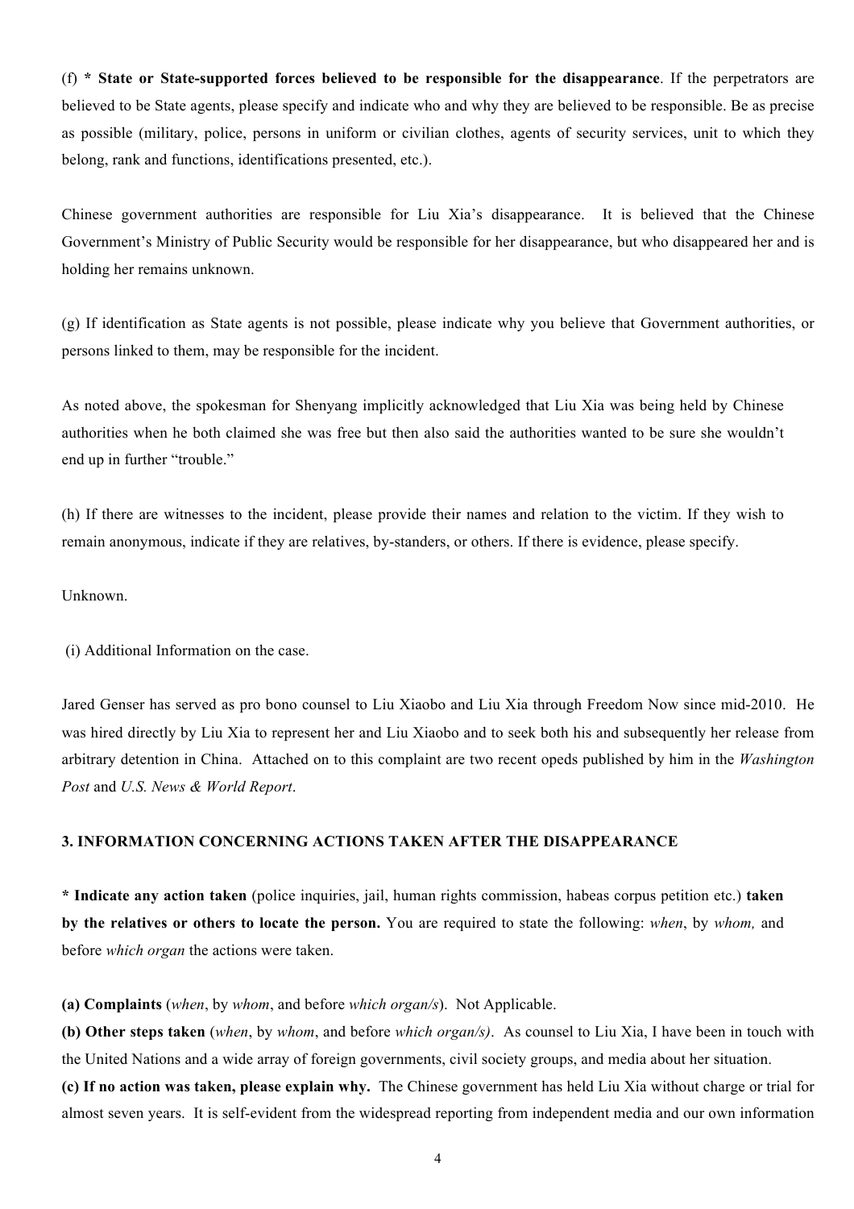(f) **\* State or State-supported forces believed to be responsible for the disappearance**. If the perpetrators are believed to be State agents, please specify and indicate who and why they are believed to be responsible. Be as precise as possible (military, police, persons in uniform or civilian clothes, agents of security services, unit to which they belong, rank and functions, identifications presented, etc.).

Chinese government authorities are responsible for Liu Xia's disappearance. It is believed that the Chinese Government's Ministry of Public Security would be responsible for her disappearance, but who disappeared her and is holding her remains unknown.

(g) If identification as State agents is not possible, please indicate why you believe that Government authorities, or persons linked to them, may be responsible for the incident.

As noted above, the spokesman for Shenyang implicitly acknowledged that Liu Xia was being held by Chinese authorities when he both claimed she was free but then also said the authorities wanted to be sure she wouldn't end up in further "trouble."

(h) If there are witnesses to the incident, please provide their names and relation to the victim. If they wish to remain anonymous, indicate if they are relatives, by-standers, or others. If there is evidence, please specify.

Unknown.

(i) Additional Information on the case.

Jared Genser has served as pro bono counsel to Liu Xiaobo and Liu Xia through Freedom Now since mid-2010. He was hired directly by Liu Xia to represent her and Liu Xiaobo and to seek both his and subsequently her release from arbitrary detention in China. Attached on to this complaint are two recent opeds published by him in the *Washington Post* and *U.S. News & World Report*.

### 3. INFORMATION CONCERNING ACTIONS TAKEN AFTER THE DISAPPEARANCE

**\* Indicate any action taken** (police inquiries, jail, human rights commission, habeas corpus petition etc.) **taken by the relatives or others to locate the person.** You are required to state the following: *when*, by *whom,* and before *which organ* the actions were taken.

**(a) Complaints** (*when*, by *whom*, and before *which organ/s*). Not Applicable.

**(b) Other steps taken** (*when*, by *whom*, and before *which organ/s)*. As counsel to Liu Xia, I have been in touch with the United Nations and a wide array of foreign governments, civil society groups, and media about her situation.

**(c) If no action was taken, please explain why.** The Chinese government has held Liu Xia without charge or trial for almost seven years. It is self-evident from the widespread reporting from independent media and our own information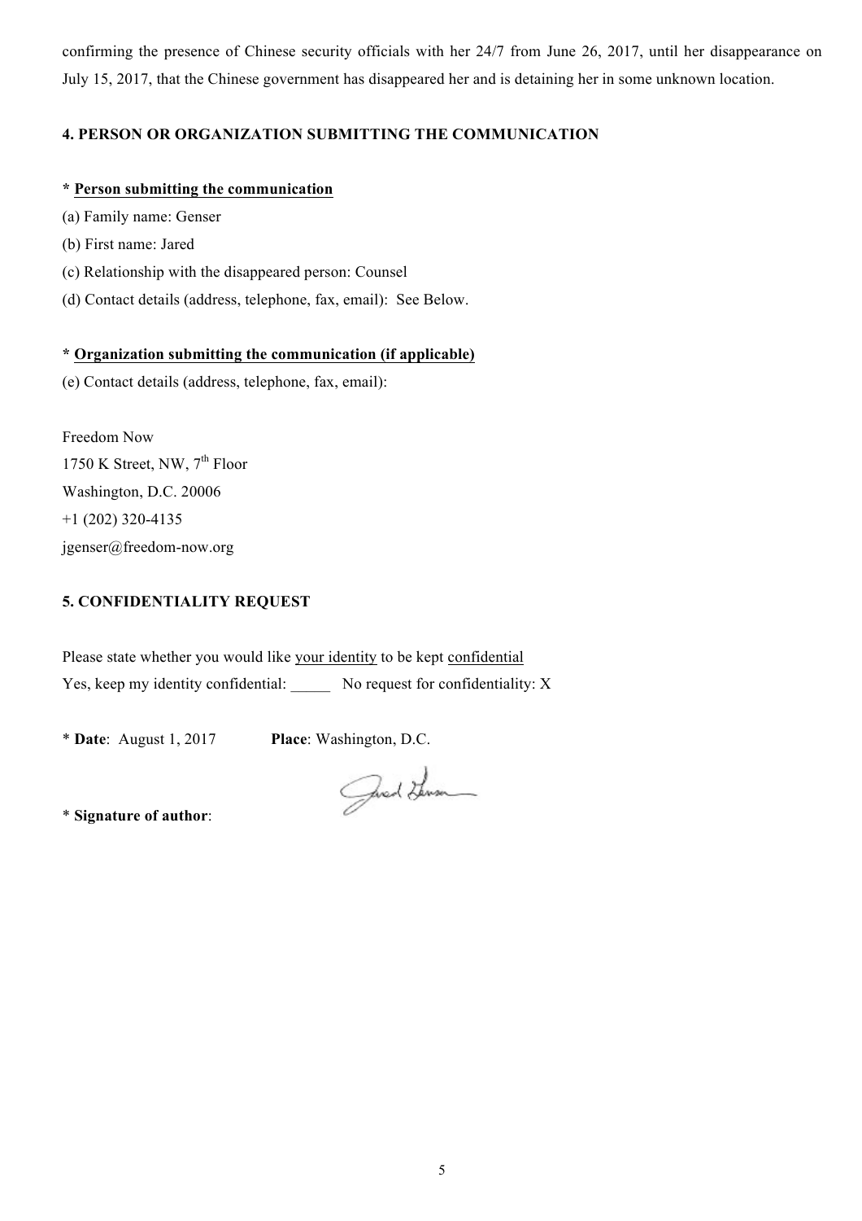confirming the presence of Chinese security officials with her 24/7 from June 26, 2017, until her disappearance on July 15, 2017, that the Chinese government has disappeared her and is detaining her in some unknown location.

**4. PERSON OR ORGANIZATION SUBMITTING THE COMMUNICATION**

**\* Person submitting the communication**

(a) Family name: Genser

(b) First name: Jared

(c) Relationship with the disappeared person: Counsel

(d) Contact details (address, telephone, fax, email): See Below.

**\* Organization submitting the communication (if applicable)**

(e) Contact details (address, telephone, fax, email):

Freedom Now
1750 K Street, NW, 7th Floor
Washington, D.C. 20006
+1 (202) 320-4135
jgenser@freedom-now.org

**5. CONFIDENTIALITY REQUEST**

Please state whether you would like your identity to be kept confidential

Yes, keep my identity confidential: _____ No request for confidentiality: X

\* **Date**: August 1, 2017 **Place**: Washington, D.C.

\* **Signature of author**: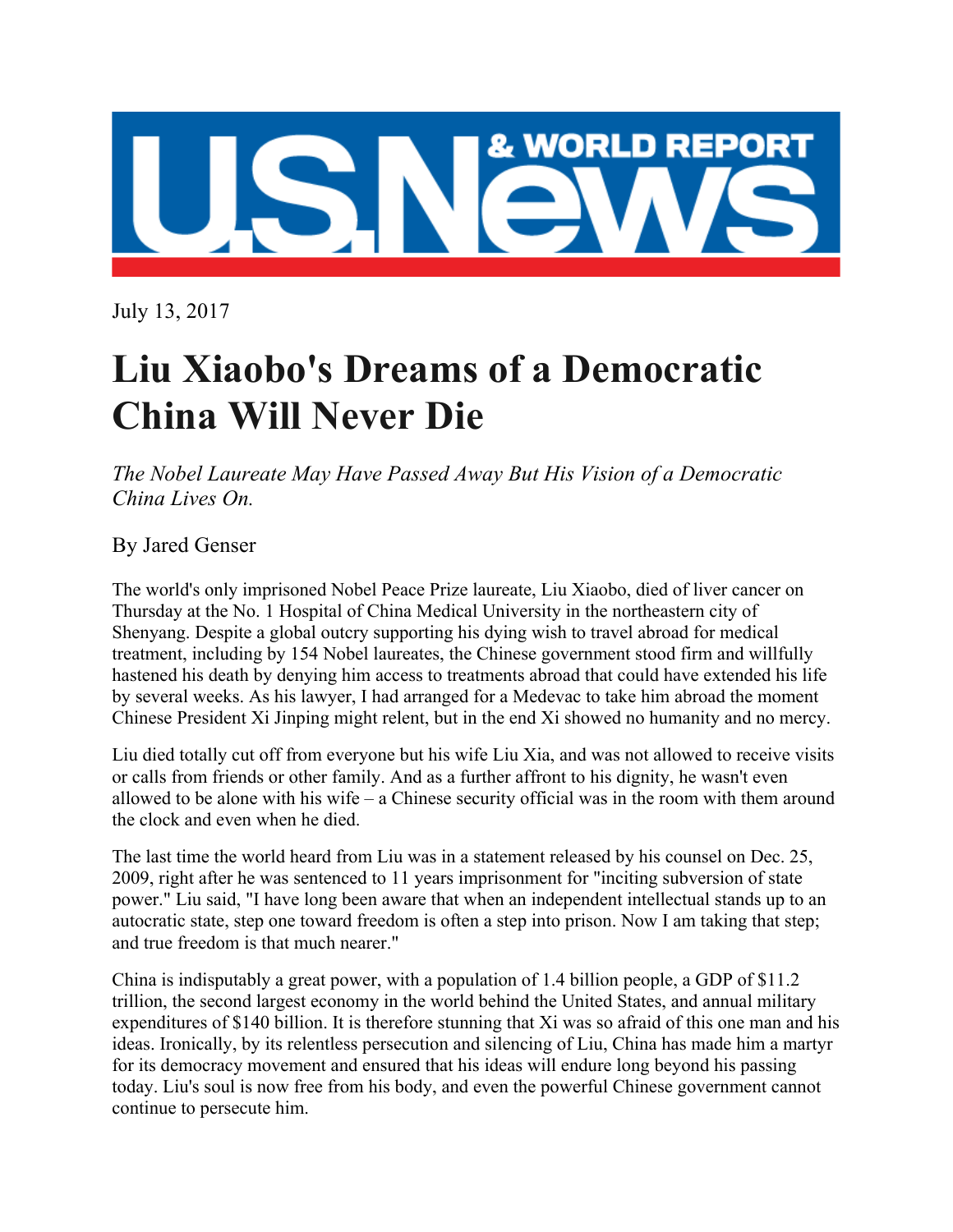July 13, 2017

# Liu Xiaobo's Dreams of a Democratic China Will Never Die

*The Nobel Laureate May Have Passed Away But His Vision of a Democratic China Lives On.*

By Jared Genser

The world's only imprisoned Nobel Peace Prize laureate, Liu Xiaobo, died of liver cancer on Thursday at the No. 1 Hospital of China Medical University in the northeastern city of Shenyang. Despite a global outcry supporting his dying wish to travel abroad for medical treatment, including by 154 Nobel laureates, the Chinese government stood firm and willfully hastened his death by denying him access to treatments abroad that could have extended his life by several weeks. As his lawyer, I had arranged for a Medevac to take him abroad the moment Chinese President Xi Jinping might relent, but in the end Xi showed no humanity and no mercy.

Liu died totally cut off from everyone but his wife Liu Xia, and was not allowed to receive visits or calls from friends or other family. And as a further affront to his dignity, he wasn't even allowed to be alone with his wife – a Chinese security official was in the room with them around the clock and even when he died.

The last time the world heard from Liu was in a statement released by his counsel on Dec. 25, 2009, right after he was sentenced to 11 years imprisonment for "inciting subversion of state power." Liu said, "I have long been aware that when an independent intellectual stands up to an autocratic state, step one toward freedom is often a step into prison. Now I am taking that step; and true freedom is that much nearer."

China is indisputably a great power, with a population of 1.4 billion people, a GDP of $11.2 trillion, the second largest economy in the world behind the United States, and annual military expenditures of $140 billion. It is therefore stunning that Xi was so afraid of this one man and his ideas. Ironically, by its relentless persecution and silencing of Liu, China has made him a martyr for its democracy movement and ensured that his ideas will endure long beyond his passing today. Liu's soul is now free from his body, and even the powerful Chinese government cannot continue to persecute him.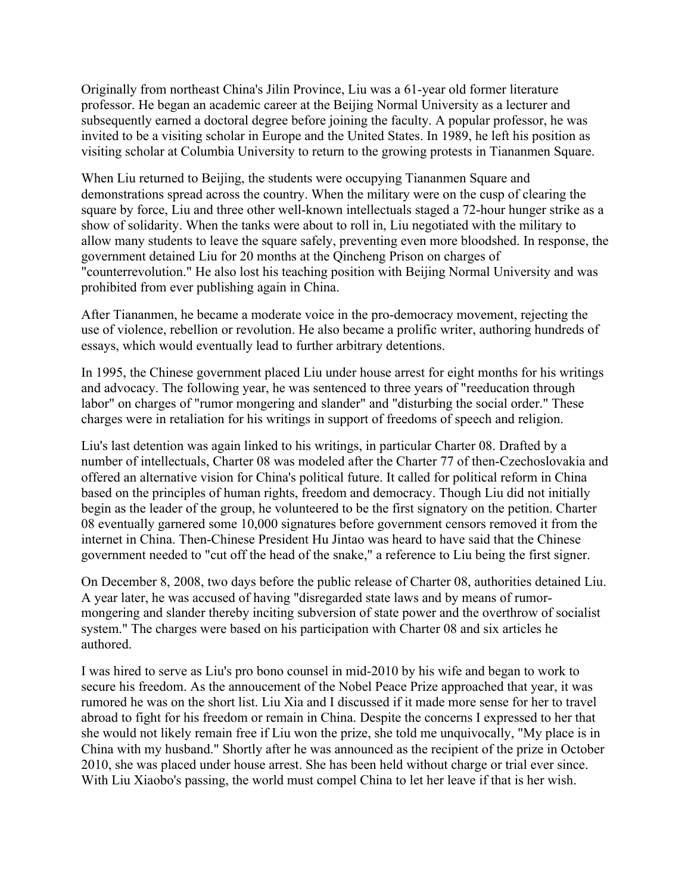Originally from northeast China's Jilin Province, Liu was a 61-year old former literature professor. He began an academic career at the Beijing Normal University as a lecturer and subsequently earned a doctoral degree before joining the faculty. A popular professor, he was invited to be a visiting scholar in Europe and the United States. In 1989, he left his position as visiting scholar at Columbia University to return to the growing protests in Tiananmen Square.

When Liu returned to Beijing, the students were occupying Tiananmen Square and demonstrations spread across the country. When the military were on the cusp of clearing the square by force, Liu and three other well-known intellectuals staged a 72-hour hunger strike as a show of solidarity. When the tanks were about to roll in, Liu negotiated with the military to allow many students to leave the square safely, preventing even more bloodshed. In response, the government detained Liu for 20 months at the Qincheng Prison on charges of "counterrevolution." He also lost his teaching position with Beijing Normal University and was prohibited from ever publishing again in China.

After Tiananmen, he became a moderate voice in the pro-democracy movement, rejecting the use of violence, rebellion or revolution. He also became a prolific writer, authoring hundreds of essays, which would eventually lead to further arbitrary detentions.

In 1995, the Chinese government placed Liu under house arrest for eight months for his writings and advocacy. The following year, he was sentenced to three years of "reeducation through labor" on charges of "rumor mongering and slander" and "disturbing the social order." These charges were in retaliation for his writings in support of freedoms of speech and religion.

Liu's last detention was again linked to his writings, in particular Charter 08. Drafted by a number of intellectuals, Charter 08 was modeled after the Charter 77 of then-Czechoslovakia and offered an alternative vision for China's political future. It called for political reform in China based on the principles of human rights, freedom and democracy. Though Liu did not initially begin as the leader of the group, he volunteered to be the first signatory on the petition. Charter 08 eventually garnered some 10,000 signatures before government censors removed it from the internet in China. Then-Chinese President Hu Jintao was heard to have said that the Chinese government needed to "cut off the head of the snake," a reference to Liu being the first signer.

On December 8, 2008, two days before the public release of Charter 08, authorities detained Liu. A year later, he was accused of having "disregarded state laws and by means of rumor-mongering and slander thereby inciting subversion of state power and the overthrow of socialist system." The charges were based on his participation with Charter 08 and six articles he authored.

I was hired to serve as Liu's pro bono counsel in mid-2010 by his wife and began to work to secure his freedom. As the annoucement of the Nobel Peace Prize approached that year, it was rumored he was on the short list. Liu Xia and I discussed if it made more sense for her to travel abroad to fight for his freedom or remain in China. Despite the concerns I expressed to her that she would not likely remain free if Liu won the prize, she told me unquivocally, "My place is in China with my husband." Shortly after he was announced as the recipient of the prize in October 2010, she was placed under house arrest. She has been held without charge or trial ever since. With Liu Xiaobo's passing, the world must compel China to let her leave if that is her wish.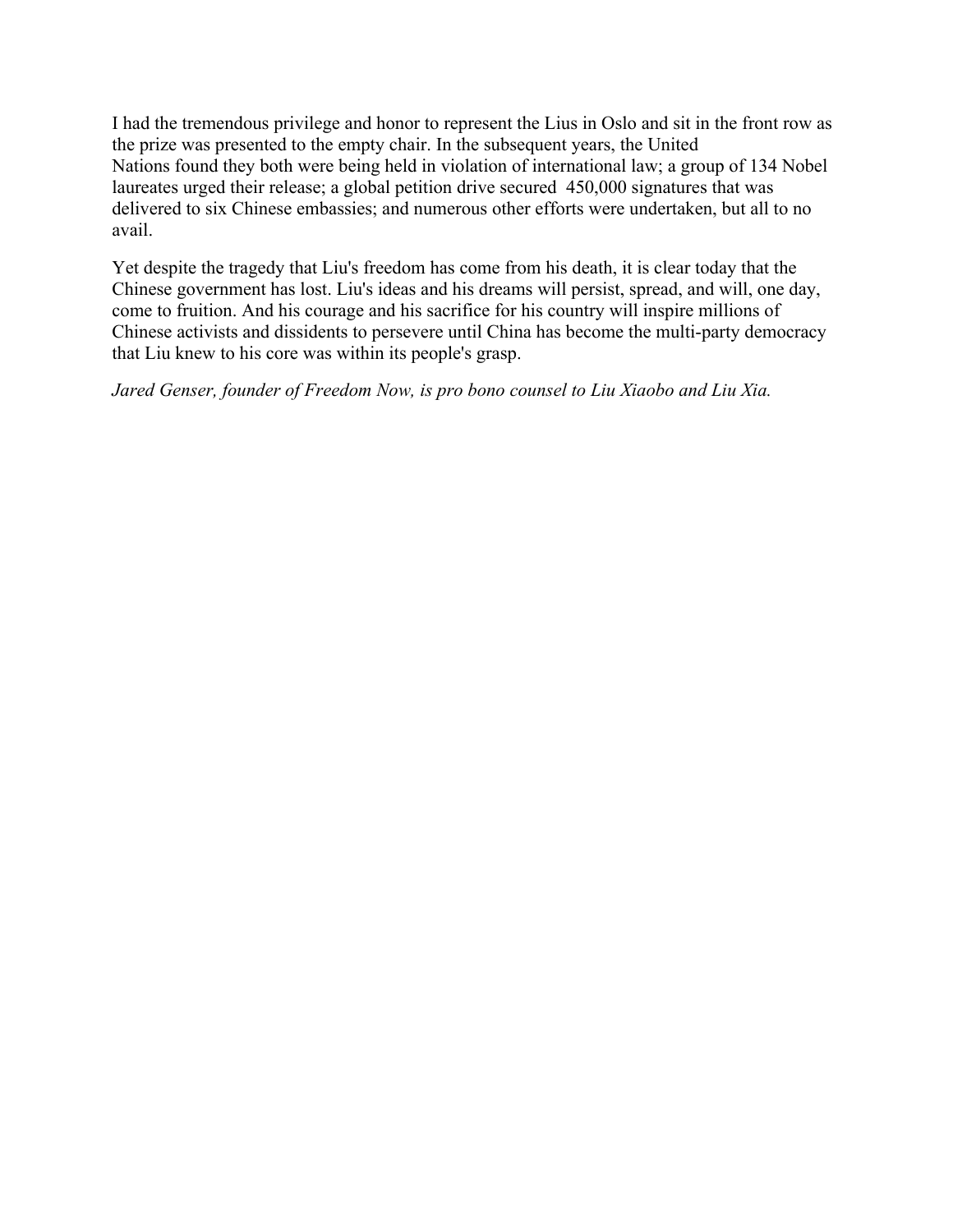I had the tremendous privilege and honor to represent the Lius in Oslo and sit in the front row as the prize was presented to the empty chair. In the subsequent years, the United Nations found they both were being held in violation of international law; a group of 134 Nobel laureates urged their release; a global petition drive secured 450,000 signatures that was delivered to six Chinese embassies; and numerous other efforts were undertaken, but all to no avail.

Yet despite the tragedy that Liu's freedom has come from his death, it is clear today that the Chinese government has lost. Liu's ideas and his dreams will persist, spread, and will, one day, come to fruition. And his courage and his sacrifice for his country will inspire millions of Chinese activists and dissidents to persevere until China has become the multi-party democracy that Liu knew to his core was within its people's grasp.

*Jared Genser, founder of Freedom Now, is pro bono counsel to Liu Xiaobo and Liu Xia.*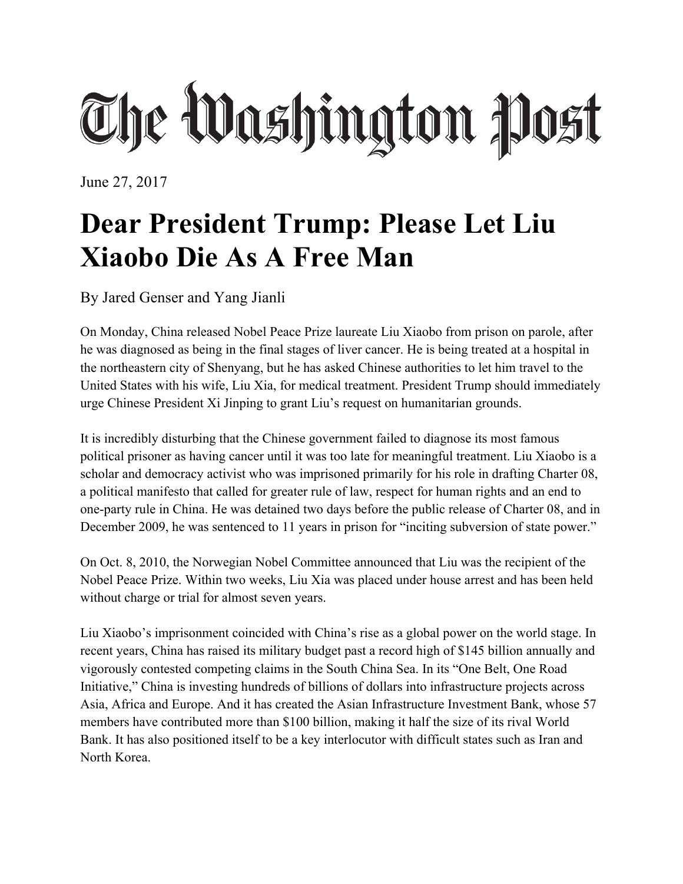# The Washington Post

June 27, 2017

# Dear President Trump: Please Let Liu Xiaobo Die As A Free Man

By Jared Genser and Yang Jianli

On Monday, China released Nobel Peace Prize laureate Liu Xiaobo from prison on parole, after he was diagnosed as being in the final stages of liver cancer. He is being treated at a hospital in the northeastern city of Shenyang, but he has asked Chinese authorities to let him travel to the United States with his wife, Liu Xia, for medical treatment. President Trump should immediately urge Chinese President Xi Jinping to grant Liu's request on humanitarian grounds.

It is incredibly disturbing that the Chinese government failed to diagnose its most famous political prisoner as having cancer until it was too late for meaningful treatment. Liu Xiaobo is a scholar and democracy activist who was imprisoned primarily for his role in drafting Charter 08, a political manifesto that called for greater rule of law, respect for human rights and an end to one-party rule in China. He was detained two days before the public release of Charter 08, and in December 2009, he was sentenced to 11 years in prison for "inciting subversion of state power."

On Oct. 8, 2010, the Norwegian Nobel Committee announced that Liu was the recipient of the Nobel Peace Prize. Within two weeks, Liu Xia was placed under house arrest and has been held without charge or trial for almost seven years.

Liu Xiaobo's imprisonment coincided with China's rise as a global power on the world stage. In recent years, China has raised its military budget past a record high of $145 billion annually and vigorously contested competing claims in the South China Sea. In its "One Belt, One Road Initiative," China is investing hundreds of billions of dollars into infrastructure projects across Asia, Africa and Europe. And it has created the Asian Infrastructure Investment Bank, whose 57 members have contributed more than $100 billion, making it half the size of its rival World Bank. It has also positioned itself to be a key interlocutor with difficult states such as Iran and North Korea.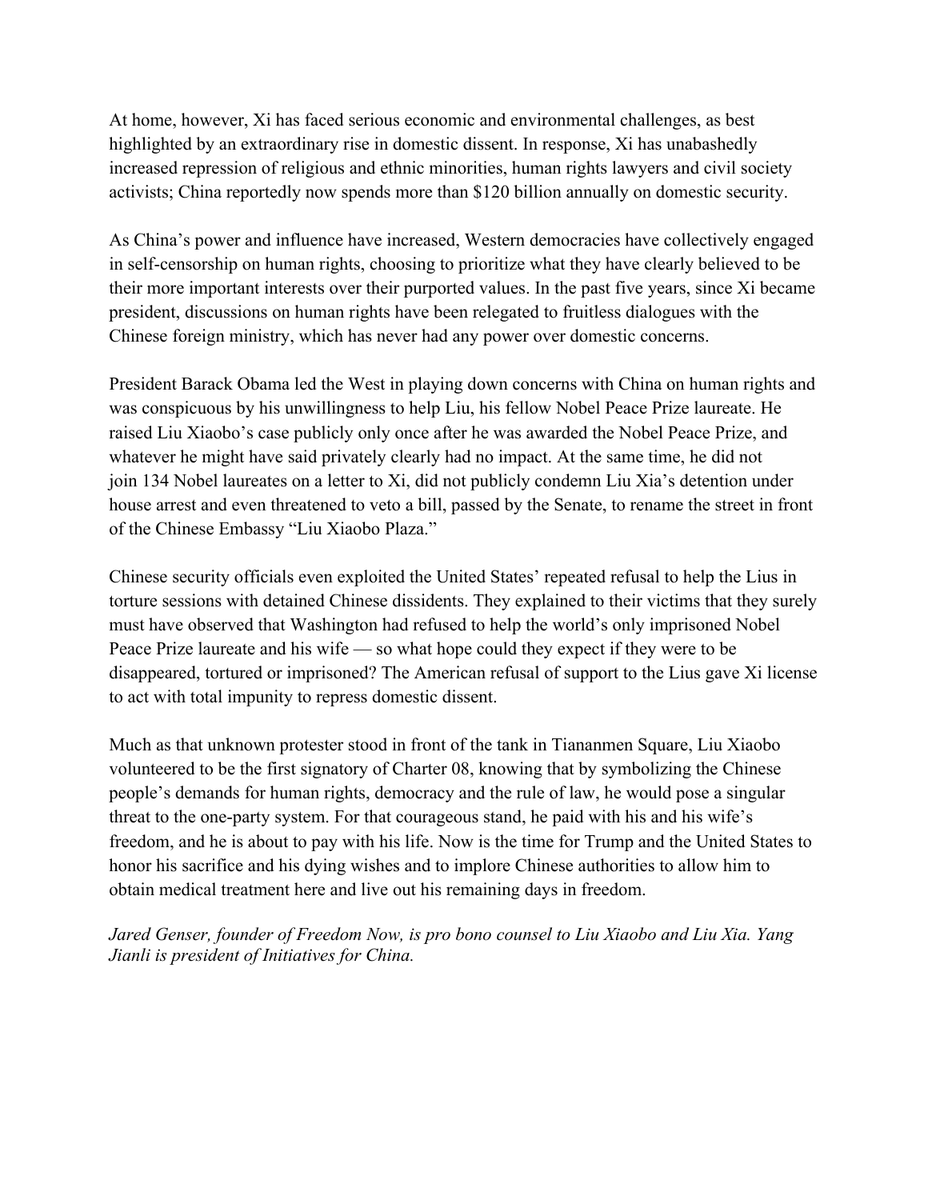At home, however, Xi has faced serious economic and environmental challenges, as best highlighted by an extraordinary rise in domestic dissent. In response, Xi has unabashedly increased repression of religious and ethnic minorities, human rights lawyers and civil society activists; China reportedly now spends more than $120 billion annually on domestic security.

As China's power and influence have increased, Western democracies have collectively engaged in self-censorship on human rights, choosing to prioritize what they have clearly believed to be their more important interests over their purported values. In the past five years, since Xi became president, discussions on human rights have been relegated to fruitless dialogues with the Chinese foreign ministry, which has never had any power over domestic concerns.

President Barack Obama led the West in playing down concerns with China on human rights and was conspicuous by his unwillingness to help Liu, his fellow Nobel Peace Prize laureate. He raised Liu Xiaobo's case publicly only once after he was awarded the Nobel Peace Prize, and whatever he might have said privately clearly had no impact. At the same time, he did not join 134 Nobel laureates on a letter to Xi, did not publicly condemn Liu Xia's detention under house arrest and even threatened to veto a bill, passed by the Senate, to rename the street in front of the Chinese Embassy "Liu Xiaobo Plaza."

Chinese security officials even exploited the United States' repeated refusal to help the Lius in torture sessions with detained Chinese dissidents. They explained to their victims that they surely must have observed that Washington had refused to help the world's only imprisoned Nobel Peace Prize laureate and his wife — so what hope could they expect if they were to be disappeared, tortured or imprisoned? The American refusal of support to the Lius gave Xi license to act with total impunity to repress domestic dissent.

Much as that unknown protester stood in front of the tank in Tiananmen Square, Liu Xiaobo volunteered to be the first signatory of Charter 08, knowing that by symbolizing the Chinese people's demands for human rights, democracy and the rule of law, he would pose a singular threat to the one-party system. For that courageous stand, he paid with his and his wife's freedom, and he is about to pay with his life. Now is the time for Trump and the United States to honor his sacrifice and his dying wishes and to implore Chinese authorities to allow him to obtain medical treatment here and live out his remaining days in freedom.

*Jared Genser, founder of Freedom Now, is pro bono counsel to Liu Xiaobo and Liu Xia. Yang Jianli is president of Initiatives for China.*